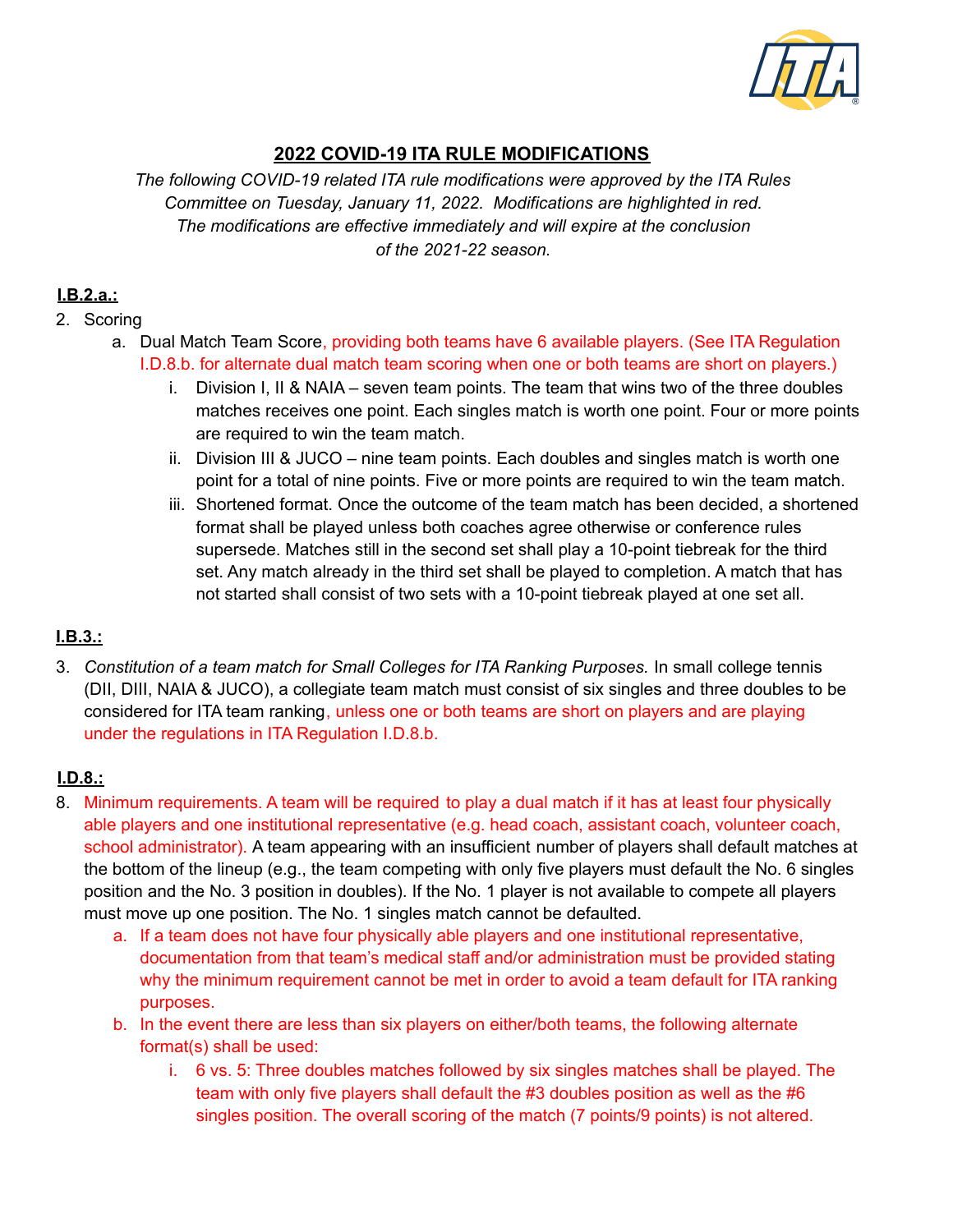# 2022 COVID-19 ITA RULE MODIFICATIONS

*The following COVID-19 related ITA rule modifications were approved by the ITA Rules Committee on Tuesday, January 11, 2022. Modifications are highlighted in red. The modifications are effective immediately and will expire at the conclusion of the 2021-22 season.*

## I.B.2.a.:

2. Scoring
   a. Dual Match Team Score, providing both teams have 6 available players. (See ITA Regulation I.D.8.b. for alternate dual match team scoring when one or both teams are short on players.)
      i. Division I, II & NAIA – seven team points. The team that wins two of the three doubles matches receives one point. Each singles match is worth one point. Four or more points are required to win the team match.
      ii. Division III & JUCO – nine team points. Each doubles and singles match is worth one point for a total of nine points. Five or more points are required to win the team match.
      iii. Shortened format. Once the outcome of the team match has been decided, a shortened format shall be played unless both coaches agree otherwise or conference rules supersede. Matches still in the second set shall play a 10-point tiebreak for the third set. Any match already in the third set shall be played to completion. A match that has not started shall consist of two sets with a 10-point tiebreak played at one set all.

## I.B.3.:

3. *Constitution of a team match for Small Colleges for ITA Ranking Purposes.* In small college tennis (DII, DIII, NAIA & JUCO), a collegiate team match must consist of six singles and three doubles to be considered for ITA team ranking, unless one or both teams are short on players and are playing under the regulations in ITA Regulation I.D.8.b.

## I.D.8.:

8. Minimum requirements. A team will be required to play a dual match if it has at least four physically able players and one institutional representative (e.g. head coach, assistant coach, volunteer coach, school administrator). A team appearing with an insufficient number of players shall default matches at the bottom of the lineup (e.g., the team competing with only five players must default the No. 6 singles position and the No. 3 position in doubles). If the No. 1 player is not available to compete all players must move up one position. The No. 1 singles match cannot be defaulted.
   a. If a team does not have four physically able players and one institutional representative, documentation from that team's medical staff and/or administration must be provided stating why the minimum requirement cannot be met in order to avoid a team default for ITA ranking purposes.
   b. In the event there are less than six players on either/both teams, the following alternate format(s) shall be used:
      i. 6 vs. 5: Three doubles matches followed by six singles matches shall be played. The team with only five players shall default the #3 doubles position as well as the #6 singles position. The overall scoring of the match (7 points/9 points) is not altered.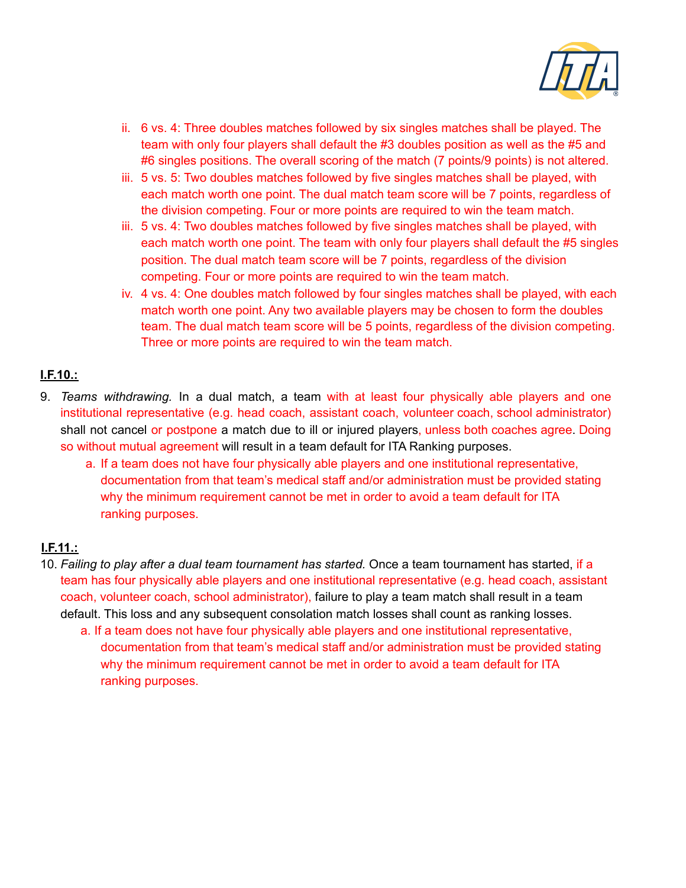ii. 6 vs. 4: Three doubles matches followed by six singles matches shall be played. The team with only four players shall default the #3 doubles position as well as the #5 and #6 singles positions. The overall scoring of the match (7 points/9 points) is not altered.

iii. 5 vs. 5: Two doubles matches followed by five singles matches shall be played, with each match worth one point. The dual match team score will be 7 points, regardless of the division competing. Four or more points are required to win the team match.

iii. 5 vs. 4: Two doubles matches followed by five singles matches shall be played, with each match worth one point. The team with only four players shall default the #5 singles position. The dual match team score will be 7 points, regardless of the division competing. Four or more points are required to win the team match.

iv. 4 vs. 4: One doubles match followed by four singles matches shall be played, with each match worth one point. Any two available players may be chosen to form the doubles team. The dual match team score will be 5 points, regardless of the division competing. Three or more points are required to win the team match.

**I.F.10.:**

9. *Teams withdrawing.* In a dual match, a team with at least four physically able players and one institutional representative (e.g. head coach, assistant coach, volunteer coach, school administrator) shall not cancel or postpone a match due to ill or injured players, unless both coaches agree. Doing so without mutual agreement will result in a team default for ITA Ranking purposes.
   a. If a team does not have four physically able players and one institutional representative, documentation from that team's medical staff and/or administration must be provided stating why the minimum requirement cannot be met in order to avoid a team default for ITA ranking purposes.

**I.F.11.:**

10. *Failing to play after a dual team tournament has started.* Once a team tournament has started, if a team has four physically able players and one institutional representative (e.g. head coach, assistant coach, volunteer coach, school administrator), failure to play a team match shall result in a team default. This loss and any subsequent consolation match losses shall count as ranking losses.
   a. If a team does not have four physically able players and one institutional representative, documentation from that team's medical staff and/or administration must be provided stating why the minimum requirement cannot be met in order to avoid a team default for ITA ranking purposes.